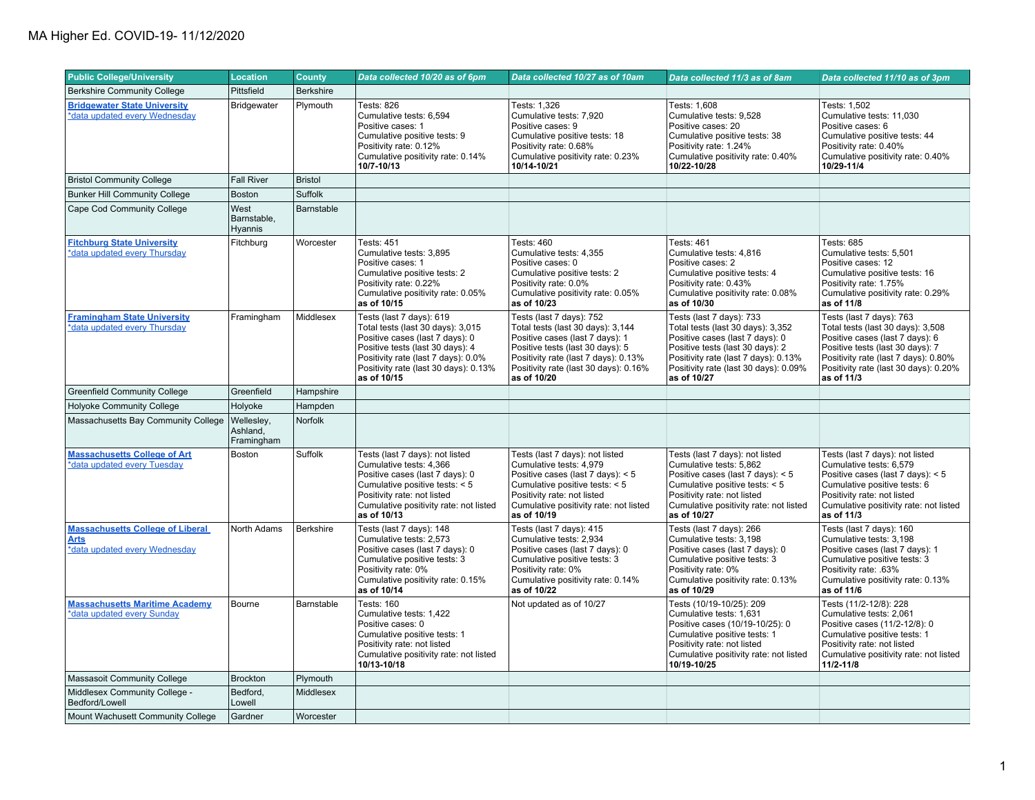# MA Higher Ed. COVID-19- 11/12/2020

| Public College/University | Location | County | *Data collected 10/20 as of 6pm* | *Data collected 10/27 as of 10am* | *Data collected 11/3 as of 8am* | *Data collected 11/10 as of 3pm* |
|---|---|---|---|---|---|---|
| Berkshire Community College | Pittsfield | Berkshire | | | | |
| **Bridgewater State University** *data updated every Wednesday | Bridgewater | Plymouth | Tests: 826<br>Cumulative tests: 6,594<br>Positive cases: 1<br>Cumulative positive tests: 9<br>Positivity rate: 0.12%<br>Cumulative positivity rate: 0.14%<br>**10/7-10/13** | Tests: 1,326<br>Cumulative tests: 7,920<br>Positive cases: 9<br>Cumulative positive tests: 18<br>Positivity rate: 0.68%<br>Cumulative positivity rate: 0.23%<br>**10/14-10/21** | Tests: 1,608<br>Cumulative tests: 9,528<br>Positive cases: 20<br>Cumulative positive tests: 38<br>Positivity rate: 1.24%<br>Cumulative positivity rate: 0.40%<br>**10/22-10/28** | Tests: 1,502<br>Cumulative tests: 11,030<br>Positive cases: 6<br>Cumulative positive tests: 44<br>Positivity rate: 0.40%<br>Cumulative positivity rate: 0.40%<br>**10/29-11/4** |
| Bristol Community College | Fall River | Bristol | | | | |
| Bunker Hill Community College | Boston | Suffolk | | | | |
| Cape Cod Community College | West Barnstable, Hyannis | Barnstable | | | | |
| **Fitchburg State University** *data updated every Thursday | Fitchburg | Worcester | Tests: 451<br>Cumulative tests: 3,895<br>Positive cases: 1<br>Cumulative positive tests: 2<br>Positivity rate: 0.22%<br>Cumulative positivity rate: 0.05%<br>**as of 10/15** | Tests: 460<br>Cumulative tests: 4,355<br>Positive cases: 0<br>Cumulative positive tests: 2<br>Positivity rate: 0.0%<br>Cumulative positivity rate: 0.05%<br>**as of 10/23** | Tests: 461<br>Cumulative tests: 4,816<br>Positive cases: 2<br>Cumulative positive tests: 4<br>Positivity rate: 0.43%<br>Cumulative positivity rate: 0.08%<br>**as of 10/30** | Tests: 685<br>Cumulative tests: 5,501<br>Positive cases: 12<br>Cumulative positive tests: 16<br>Positivity rate: 1.75%<br>Cumulative positivity rate: 0.29%<br>**as of 11/8** |
| **Framingham State University** *data updated every Thursday | Framingham | Middlesex | Tests (last 7 days): 619<br>Total tests (last 30 days): 3,015<br>Positive cases (last 7 days): 0<br>Positive tests (last 30 days): 4<br>Positivity rate (last 7 days): 0.0%<br>Positivity rate (last 30 days): 0.13%<br>**as of 10/15** | Tests (last 7 days): 752<br>Total tests (last 30 days): 3,144<br>Positive cases (last 7 days): 1<br>Positive tests (last 30 days): 5<br>Positivity rate (last 7 days): 0.13%<br>Positivity rate (last 30 days): 0.16%<br>**as of 10/20** | Tests (last 7 days): 733<br>Total tests (last 30 days): 3,352<br>Positive cases (last 7 days): 0<br>Positive tests (last 30 days): 2<br>Positivity rate (last 7 days): 0.13%<br>Positivity rate (last 30 days): 0.09%<br>**as of 10/27** | Tests (last 7 days): 763<br>Total tests (last 30 days): 3,508<br>Positive cases (last 7 days): 6<br>Positive tests (last 30 days): 7<br>Positivity rate (last 7 days): 0.80%<br>Positivity rate (last 30 days): 0.20%<br>**as of 11/3** |
| Greenfield Community College | Greenfield | Hampshire | | | | |
| Holyoke Community College | Holyoke | Hampden | | | | |
| Massachusetts Bay Community College | Wellesley, Ashland, Framingham | Norfolk | | | | |
| **Massachusetts College of Art** *data updated every Tuesday | Boston | Suffolk | Tests (last 7 days): not listed<br>Cumulative tests: 4,366<br>Positive cases (last 7 days): 0<br>Cumulative positive tests: < 5<br>Positivity rate: not listed<br>Cumulative positivity rate: not listed<br>**as of 10/13** | Tests (last 7 days): not listed<br>Cumulative tests: 4,979<br>Positive cases (last 7 days): < 5<br>Cumulative positive tests: < 5<br>Positivity rate: not listed<br>Cumulative positivity rate: not listed<br>**as of 10/19** | Tests (last 7 days): not listed<br>Cumulative tests: 5,862<br>Positive cases (last 7 days): < 5<br>Cumulative positive tests: < 5<br>Positivity rate: not listed<br>Cumulative positivity rate: not listed<br>**as of 10/27** | Tests (last 7 days): not listed<br>Cumulative tests: 6,579<br>Positive cases (last 7 days): < 5<br>Cumulative positive tests: 6<br>Positivity rate: not listed<br>Cumulative positivity rate: not listed<br>**as of 11/3** |
| **Massachusetts College of Liberal Arts** *data updated every Wednesday | North Adams | Berkshire | Tests (last 7 days): 148<br>Cumulative tests: 2,573<br>Positive cases (last 7 days): 0<br>Cumulative positive tests: 3<br>Positivity rate: 0%<br>Cumulative positivity rate: 0.15%<br>**as of 10/14** | Tests (last 7 days): 415<br>Cumulative tests: 2,934<br>Positive cases (last 7 days): 0<br>Cumulative positive tests: 3<br>Positivity rate: 0%<br>Cumulative positivity rate: 0.14%<br>**as of 10/22** | Tests (last 7 days): 266<br>Cumulative tests: 3,198<br>Positive cases (last 7 days): 0<br>Cumulative positive tests: 3<br>Positivity rate: 0%<br>Cumulative positivity rate: 0.13%<br>**as of 10/29** | Tests (last 7 days): 160<br>Cumulative tests: 3,198<br>Positive cases (last 7 days): 1<br>Cumulative positive tests: 3<br>Positivity rate: .63%<br>Cumulative positivity rate: 0.13%<br>**as of 11/6** |
| **Massachusetts Maritime Academy** *data updated every Sunday | Bourne | Barnstable | Tests: 160<br>Cumulative tests: 1,422<br>Positive cases: 0<br>Cumulative positive tests: 1<br>Positivity rate: not listed<br>Cumulative positivity rate: not listed<br>**10/13-10/18** | Not updated as of 10/27 | Tests (10/19-10/25): 209<br>Cumulative tests: 1,631<br>Positive cases (10/19-10/25): 0<br>Cumulative positive tests: 1<br>Positivity rate: not listed<br>Cumulative positivity rate: not listed<br>**10/19-10/25** | Tests (11/2-12/8): 228<br>Cumulative tests: 2,061<br>Positive cases (11/2-12/8): 0<br>Cumulative positive tests: 1<br>Positivity rate: not listed<br>Cumulative positivity rate: not listed<br>**11/2-11/8** |
| Massasoit Community College | Brockton | Plymouth | | | | |
| Middlesex Community College - Bedford/Lowell | Bedford, Lowell | Middlesex | | | | |
| Mount Wachusett Community College | Gardner | Worcester | | | | |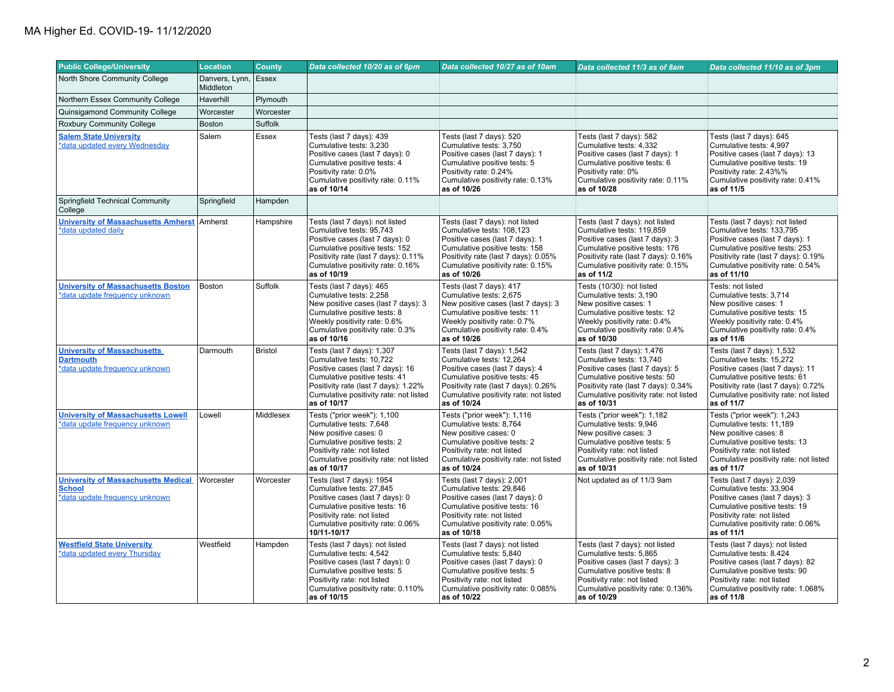MA Higher Ed. COVID-19- 11/12/2020

| Public College/University | Location | County | Data collected 10/20 as of 6pm | Data collected 10/27 as of 10am | Data collected 11/3 as of 8am | Data collected 11/10 as of 3pm |
|---|---|---|---|---|---|---|
| North Shore Community College | Danvers, Lynn, Middleton | Essex | | | | |
| Northern Essex Community College | Haverhill | Plymouth | | | | |
| Quinsigamond Community College | Worcester | Worcester | | | | |
| Roxbury Community College | Boston | Suffolk | | | | |
| **Salem State University** *data updated every Wednesday | Salem | Essex | Tests (last 7 days): 439<br>Cumulative tests: 3,230<br>Positive cases (last 7 days): 0<br>Cumulative positive tests: 4<br>Positivity rate: 0.0%<br>Cumulative positivity rate: 0.11%<br>**as of 10/14** | Tests (last 7 days): 520<br>Cumulative tests: 3,750<br>Positive cases (last 7 days): 1<br>Cumulative positive tests: 5<br>Positivity rate: 0.24%<br>Cumulative positivity rate: 0.13%<br>**as of 10/26** | Tests (last 7 days): 582<br>Cumulative tests: 4,332<br>Positive cases (last 7 days): 1<br>Cumulative positive tests: 6<br>Positivity rate: 0%<br>Cumulative positivity rate: 0.11%<br>**as of 10/28** | Tests (last 7 days): 645<br>Cumulative tests: 4,997<br>Positive cases (last 7 days): 13<br>Cumulative positive tests: 19<br>Positivity rate: 2.43%%<br>Cumulative positivity rate: 0.41%<br>**as of 11/5** |
| Springfield Technical Community College | Springfield | Hampden | | | | |
| **University of Massachusetts Amherst** *data updated daily | Amherst | Hampshire | Tests (last 7 days): not listed<br>Cumulative tests: 95,743<br>Positive cases (last 7 days): 0<br>Cumulative positive tests: 152<br>Positivity rate (last 7 days): 0.11%<br>Cumulative positivity rate: 0.16%<br>**as of 10/19** | Tests (last 7 days): not listed<br>Cumulative tests: 108,123<br>Positive cases (last 7 days): 1<br>Cumulative positive tests: 158<br>Positivity rate (last 7 days): 0.05%<br>Cumulative positivity rate: 0.15%<br>**as of 10/26** | Tests (last 7 days): not listed<br>Cumulative tests: 119,859<br>Positive cases (last 7 days): 3<br>Cumulative positive tests: 176<br>Positivity rate (last 7 days): 0.16%<br>Cumulative positivity rate: 0.15%<br>**as of 11/2** | Tests (last 7 days): not listed<br>Cumulative tests: 133,795<br>Positive cases (last 7 days): 1<br>Cumulative positive tests: 253<br>Positivity rate (last 7 days): 0.19%<br>Cumulative positivity rate: 0.54%<br>**as of 11/10** |
| **University of Massachusetts Boston** *data update frequency unknown | Boston | Suffolk | Tests (last 7 days): 465<br>Cumulative tests: 2,258<br>New positive cases (last 7 days): 3<br>Cumulative positive tests: 8<br>Weekly positivity rate: 0.6%<br>Cumulative positivity rate: 0.3%<br>**as of 10/16** | Tests (last 7 days): 417<br>Cumulative tests: 2,675<br>New positive cases (last 7 days): 3<br>Cumulative positive tests: 11<br>Weekly positivity rate: 0.7%<br>Cumulative positivity rate: 0.4%<br>**as of 10/26** | Tests (10/30): not listed<br>Cumulative tests: 3,190<br>New positive cases: 1<br>Cumulative positive tests: 12<br>Weekly positivity rate: 0.4%<br>Cumulative positivity rate: 0.4%<br>**as of 10/30** | Tests: not listed<br>Cumulative tests: 3,714<br>New positive cases: 1<br>Cumulative positive tests: 15<br>Weekly positivity rate: 0.4%<br>Cumulative positivity rate: 0.4%<br>**as of 11/6** |
| **University of Massachusetts Dartmouth** *data update frequency unknown | Darmouth | Bristol | Tests (last 7 days): 1,307<br>Cumulative tests: 10,722<br>Positive cases (last 7 days): 16<br>Cumulative positive tests: 41<br>Positivity rate (last 7 days): 1.22%<br>Cumulative positivity rate: not listed<br>**as of 10/17** | Tests (last 7 days): 1,542<br>Cumulative tests: 12,264<br>Positive cases (last 7 days): 4<br>Cumulative positive tests: 45<br>Positivity rate (last 7 days): 0.26%<br>Cumulative positivity rate: not listed<br>**as of 10/24** | Tests (last 7 days): 1,476<br>Cumulative tests: 13,740<br>Positive cases (last 7 days): 5<br>Cumulative positive tests: 50<br>Positivity rate (last 7 days): 0.34%<br>Cumulative positivity rate: not listed<br>**as of 10/31** | Tests (last 7 days): 1,532<br>Cumulative tests: 15,272<br>Positive cases (last 7 days): 11<br>Cumulative positive tests: 61<br>Positivity rate (last 7 days): 0.72%<br>Cumulative positivity rate: not listed<br>**as of 11/7** |
| **University of Massachusetts Lowell** *data update frequency unknown | Lowell | Middlesex | Tests ("prior week"): 1,100<br>Cumulative tests: 7,648<br>New positive cases: 0<br>Cumulative positive tests: 2<br>Positivity rate: not listed<br>Cumulative positivity rate: not listed<br>**as of 10/17** | Tests ("prior week"): 1,116<br>Cumulative tests: 8,764<br>New positive cases: 0<br>Cumulative positive tests: 2<br>Positivity rate: not listed<br>Cumulative positivity rate: not listed<br>**as of 10/24** | Tests ("prior week"): 1,182<br>Cumulative tests: 9,946<br>New positive cases: 3<br>Cumulative positive tests: 5<br>Positivity rate: not listed<br>Cumulative positivity rate: not listed<br>**as of 10/31** | Tests ("prior week"): 1,243<br>Cumulative tests: 11,189<br>New positive cases: 8<br>Cumulative positive tests: 13<br>Positivity rate: not listed<br>Cumulative positivity rate: not listed<br>**as of 11/7** |
| **University of Massachusetts Medical School** *data update frequency unknown | Worcester | Worcester | Tests (last 7 days): 1954<br>Cumulative tests: 27,845<br>Positive cases (last 7 days): 0<br>Cumulative positive tests: 16<br>Positivity rate: not listed<br>Cumulative positivity rate: 0.06%<br>**10/11-10/17** | Tests (last 7 days): 2,001<br>Cumulative tests: 29,846<br>Positive cases (last 7 days): 0<br>Cumulative positive tests: 16<br>Positivity rate: not listed<br>Cumulative positivity rate: 0.05%<br>**as of 10/18** | Not updated as of 11/3 9am | Tests (last 7 days): 2,039<br>Cumulative tests: 33,904<br>Positive cases (last 7 days): 3<br>Cumulative positive tests: 19<br>Positivity rate: not listed<br>Cumulative positivity rate: 0.06%<br>**as of 11/1** |
| **Westfield State University** *data updated every Thursday | Westfield | Hampden | Tests (last 7 days): not listed<br>Cumulative tests: 4,542<br>Positive cases (last 7 days): 0<br>Cumulative positive tests: 5<br>Positivity rate: not listed<br>Cumulative positivity rate: 0.110%<br>**as of 10/15** | Tests (last 7 days): not listed<br>Cumulative tests: 5,840<br>Positive cases (last 7 days): 0<br>Cumulative positive tests: 5<br>Positivity rate: not listed<br>Cumulative positivity rate: 0.085%<br>**as of 10/22** | Tests (last 7 days): not listed<br>Cumulative tests: 5,865<br>Positive cases (last 7 days): 3<br>Cumulative positive tests: 8<br>Positivity rate: not listed<br>Cumulative positivity rate: 0.136%<br>**as of 10/29** | Tests (last 7 days): not listed<br>Cumulative tests: 8.424<br>Positive cases (last 7 days): 82<br>Cumulative positive tests: 90<br>Positivity rate: not listed<br>Cumulative positivity rate: 1.068%<br>**as of 11/8** |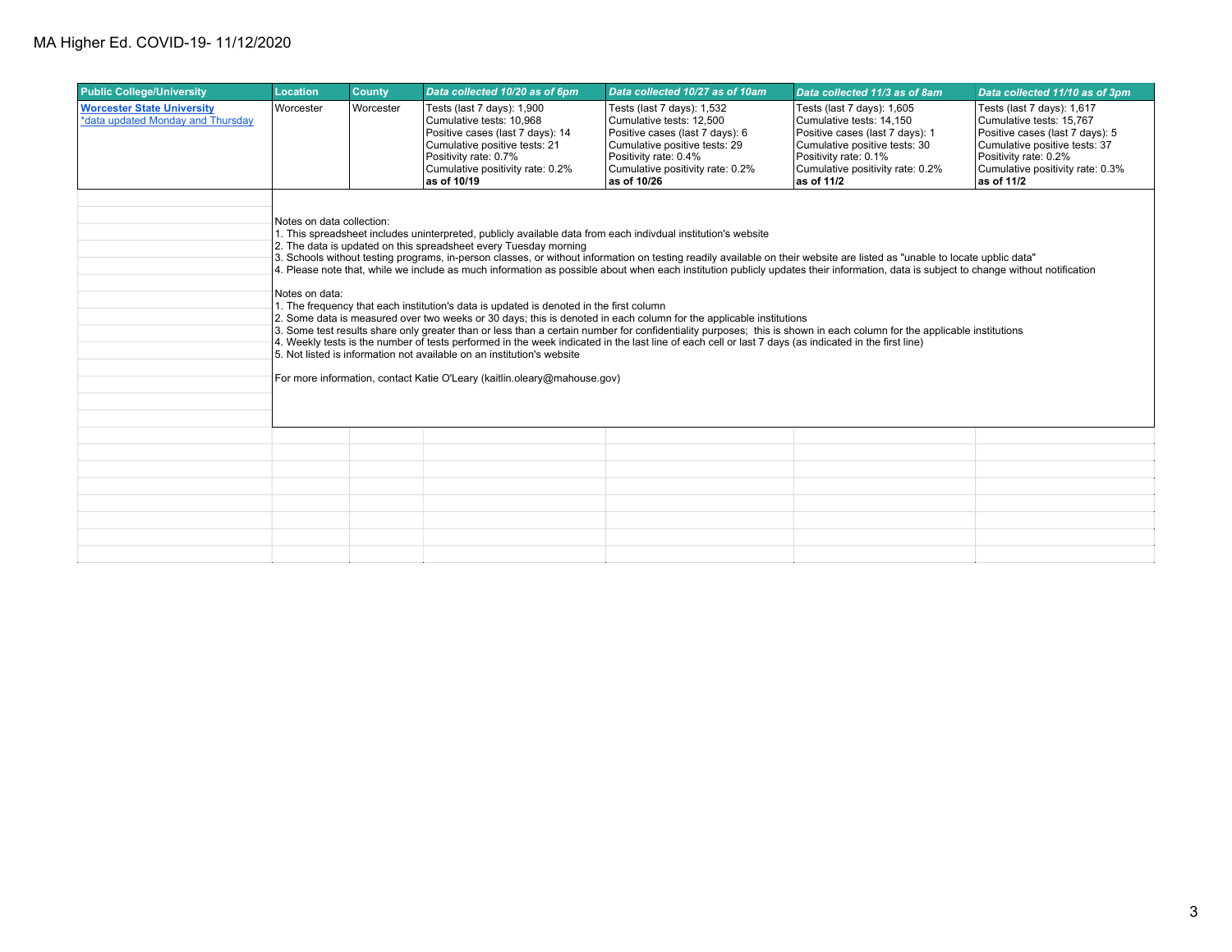MA Higher Ed. COVID-19- 11/12/2020

| Public College/University | Location | County | *Data collected 10/20 as of 6pm* | *Data collected 10/27 as of 10am* | *Data collected 11/3 as of 8am* | *Data collected 11/10 as of 3pm* |
|---|---|---|---|---|---|---|
| **Worcester State University**<br>*data updated Monday and Thursday | Worcester | Worcester | Tests (last 7 days): 1,900<br>Cumulative tests: 10,968<br>Positive cases (last 7 days): 14<br>Cumulative positive tests: 21<br>Positivity rate: 0.7%<br>Cumulative positivity rate: 0.2%<br>**as of 10/19** | Tests (last 7 days): 1,532<br>Cumulative tests: 12,500<br>Positive cases (last 7 days): 6<br>Cumulative positive tests: 29<br>Positivity rate: 0.4%<br>Cumulative positivity rate: 0.2%<br>**as of 10/26** | Tests (last 7 days): 1,605<br>Cumulative tests: 14,150<br>Positive cases (last 7 days): 1<br>Cumulative positive tests: 30<br>Positivity rate: 0.1%<br>Cumulative positivity rate: 0.2%<br>**as of 11/2** | Tests (last 7 days): 1,617<br>Cumulative tests: 15,767<br>Positive cases (last 7 days): 5<br>Cumulative positive tests: 37<br>Positivity rate: 0.2%<br>Cumulative positivity rate: 0.3%<br>**as of 11/2** |

Notes on data collection:
1. This spreadsheet includes uninterpreted, publicly available data from each indivdual institution's website
2. The data is updated on this spreadsheet every Tuesday morning
3. Schools without testing programs, in-person classes, or without information on testing readily available on their website are listed as "unable to locate upblic data"
4. Please note that, while we include as much information as possible about when each institution publicly updates their information, data is subject to change without notification

Notes on data:
1. The frequency that each institution's data is updated is denoted in the first column
2. Some data is measured over two weeks or 30 days; this is denoted in each column for the applicable institutions
3. Some test results share only greater than or less than a certain number for confidentiality purposes; this is shown in each column for the applicable institutions
4. Weekly tests is the number of tests performed in the week indicated in the last line of each cell or last 7 days (as indicated in the first line)
5. Not listed is information not available on an institution's website

For more information, contact Katie O'Leary (kaitlin.oleary@mahouse.gov)